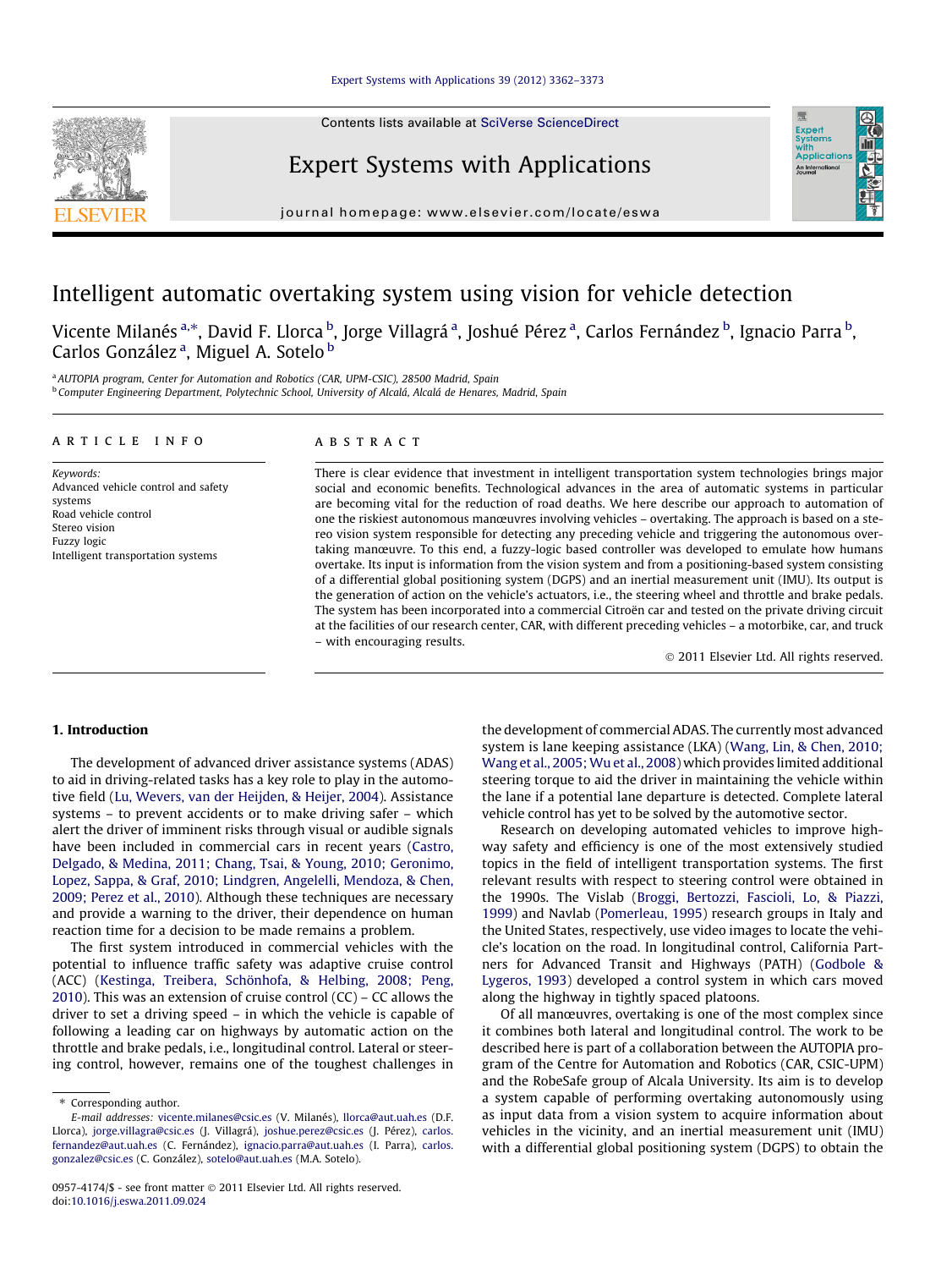# Intelligent automatic overtaking system using vision for vehicle detection

Vicente Milanés [a,*], David F. Llorca [b], Jorge Villagrá [a], Joshué Pérez [a], Carlos Fernández [b], Ignacio Parra [b], Carlos González [a], Miguel A. Sotelo [b]

[a] AUTOPIA program, Center for Automation and Robotics (CAR, UPM-CSIC), 28500 Madrid, Spain

[b] Computer Engineering Department, Polytechnic School, University of Alcalá, Alcalá de Henares, Madrid, Spain

**ARTICLE INFO**

*Keywords:*
Advanced vehicle control and safety systems
Road vehicle control
Stereo vision
Fuzzy logic
Intelligent transportation systems

**ABSTRACT**

There is clear evidence that investment in intelligent transportation system technologies brings major social and economic benefits. Technological advances in the area of automatic systems in particular are becoming vital for the reduction of road deaths. We here describe our approach to automation of one the riskiest autonomous manœuvres involving vehicles – overtaking. The approach is based on a stereo vision system responsible for detecting any preceding vehicle and triggering the autonomous overtaking manœuvre. To this end, a fuzzy-logic based controller was developed to emulate how humans overtake. Its input is information from the vision system and from a positioning-based system consisting of a differential global positioning system (DGPS) and an inertial measurement unit (IMU). Its output is the generation of action on the vehicle's actuators, i.e., the steering wheel and throttle and brake pedals. The system has been incorporated into a commercial Citroën car and tested on the private driving circuit at the facilities of our research center, CAR, with different preceding vehicles – a motorbike, car, and truck – with encouraging results.

© 2011 Elsevier Ltd. All rights reserved.

## 1. Introduction

The development of advanced driver assistance systems (ADAS) to aid in driving-related tasks has a key role to play in the automotive field (Lu, Wevers, van der Heijden, & Heijer, 2004). Assistance systems – to prevent accidents or to make driving safer – which alert the driver of imminent risks through visual or audible signals have been included in commercial cars in recent years (Castro, Delgado, & Medina, 2011; Chang, Tsai, & Young, 2010; Geronimo, Lopez, Sappa, & Graf, 2010; Lindgren, Angelelli, Mendoza, & Chen, 2009; Perez et al., 2010). Although these techniques are necessary and provide a warning to the driver, their dependence on human reaction time for a decision to be made remains a problem.

The first system introduced in commercial vehicles with the potential to influence traffic safety was adaptive cruise control (ACC) (Kestinga, Treibera, Schönhofa, & Helbing, 2008; Peng, 2010). This was an extension of cruise control (CC) – CC allows the driver to set a driving speed – in which the vehicle is capable of following a leading car on highways by automatic action on the throttle and brake pedals, i.e., longitudinal control. Lateral or steering control, however, remains one of the toughest challenges in the development of commercial ADAS. The currently most advanced system is lane keeping assistance (LKA) (Wang, Lin, & Chen, 2010; Wang et al., 2005; Wu et al., 2008) which provides limited additional steering torque to aid the driver in maintaining the vehicle within the lane if a potential lane departure is detected. Complete lateral vehicle control has yet to be solved by the automotive sector.

Research on developing automated vehicles to improve highway safety and efficiency is one of the most extensively studied topics in the field of intelligent transportation systems. The first relevant results with respect to steering control were obtained in the 1990s. The Vislab (Broggi, Bertozzi, Fascioli, Lo, & Piazzi, 1999) and Navlab (Pomerleau, 1995) research groups in Italy and the United States, respectively, use video images to locate the vehicle's location on the road. In longitudinal control, California Partners for Advanced Transit and Highways (PATH) (Godbole & Lygeros, 1993) developed a control system in which cars moved along the highway in tightly spaced platoons.

Of all manœuvres, overtaking is one of the most complex since it combines both lateral and longitudinal control. The work to be described here is part of a collaboration between the AUTOPIA program of the Centre for Automation and Robotics (CAR, CSIC-UPM) and the RobeSafe group of Alcala University. Its aim is to develop a system capable of performing overtaking autonomously using as input data from a vision system to acquire information about vehicles in the vicinity, and an inertial measurement unit (IMU) with a differential global positioning system (DGPS) to obtain the

\* Corresponding author.
*E-mail addresses:* vicente.milanes@csic.es (V. Milanés), llorca@aut.uah.es (D.F. Llorca), jorge.villagra@csic.es (J. Villagrá), joshue.perez@csic.es (J. Pérez), carlos.fernandez@aut.uah.es (C. Fernández), ignacio.parra@aut.uah.es (I. Parra), carlos.gonzalez@csic.es (C. González), sotelo@aut.uah.es (M.A. Sotelo).

0957-4174/$ - see front matter © 2011 Elsevier Ltd. All rights reserved.
doi:10.1016/j.eswa.2011.09.024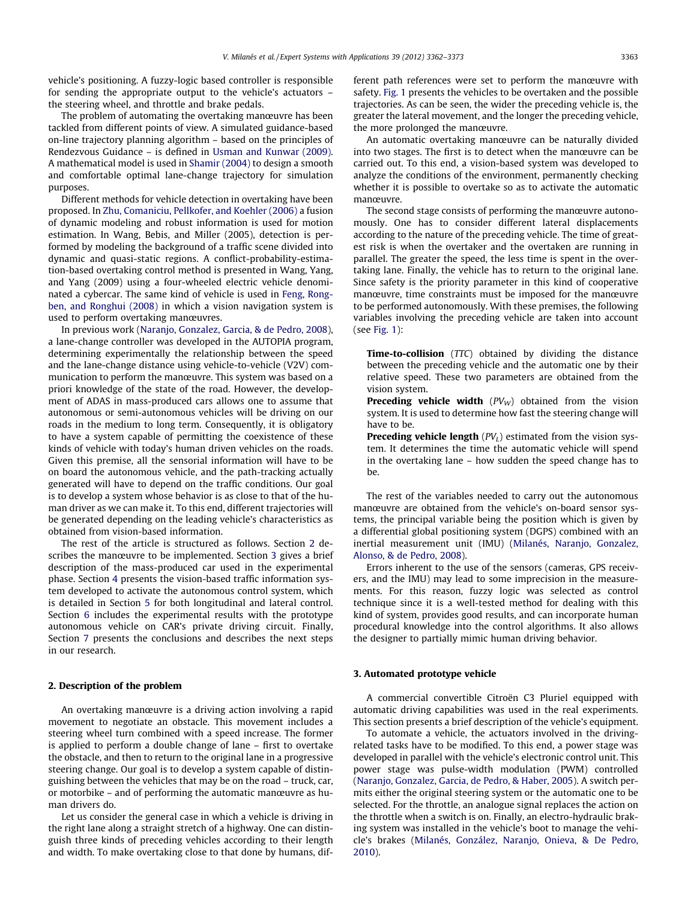vehicle's positioning. A fuzzy-logic based controller is responsible for sending the appropriate output to the vehicle's actuators – the steering wheel, and throttle and brake pedals.

The problem of automating the overtaking manœuvre has been tackled from different points of view. A simulated guidance-based on-line trajectory planning algorithm – based on the principles of Rendezvous Guidance – is defined in Usman and Kunwar (2009). A mathematical model is used in Shamir (2004) to design a smooth and comfortable optimal lane-change trajectory for simulation purposes.

Different methods for vehicle detection in overtaking have been proposed. In Zhu, Comaniciu, Pellkofer, and Koehler (2006) a fusion of dynamic modeling and robust information is used for motion estimation. In Wang, Bebis, and Miller (2005), detection is performed by modeling the background of a traffic scene divided into dynamic and quasi-static regions. A conflict-probability-estimation-based overtaking control method is presented in Wang, Yang, and Yang (2009) using a four-wheeled electric vehicle denominated a cybercar. The same kind of vehicle is used in Feng, Rongben, and Ronghui (2008) in which a vision navigation system is used to perform overtaking manœuvres.

In previous work (Naranjo, Gonzalez, Garcia, & de Pedro, 2008), a lane-change controller was developed in the AUTOPIA program, determining experimentally the relationship between the speed and the lane-change distance using vehicle-to-vehicle (V2V) communication to perform the manœuvre. This system was based on a priori knowledge of the state of the road. However, the development of ADAS in mass-produced cars allows one to assume that autonomous or semi-autonomous vehicles will be driving on our roads in the medium to long term. Consequently, it is obligatory to have a system capable of permitting the coexistence of these kinds of vehicle with today's human driven vehicles on the roads. Given this premise, all the sensorial information will have to be on board the autonomous vehicle, and the path-tracking actually generated will have to depend on the traffic conditions. Our goal is to develop a system whose behavior is as close to that of the human driver as we can make it. To this end, different trajectories will be generated depending on the leading vehicle's characteristics as obtained from vision-based information.

The rest of the article is structured as follows. Section 2 describes the manœuvre to be implemented. Section 3 gives a brief description of the mass-produced car used in the experimental phase. Section 4 presents the vision-based traffic information system developed to activate the autonomous control system, which is detailed in Section 5 for both longitudinal and lateral control. Section 6 includes the experimental results with the prototype autonomous vehicle on CAR's private driving circuit. Finally, Section 7 presents the conclusions and describes the next steps in our research.

## 2. Description of the problem

An overtaking manœuvre is a driving action involving a rapid movement to negotiate an obstacle. This movement includes a steering wheel turn combined with a speed increase. The former is applied to perform a double change of lane – first to overtake the obstacle, and then to return to the original lane in a progressive steering change. Our goal is to develop a system capable of distinguishing between the vehicles that may be on the road – truck, car, or motorbike – and of performing the automatic manœuvre as human drivers do.

Let us consider the general case in which a vehicle is driving in the right lane along a straight stretch of a highway. One can distinguish three kinds of preceding vehicles according to their length and width. To make overtaking close to that done by humans, different path references were set to perform the manœuvre with safety. Fig. 1 presents the vehicles to be overtaken and the possible trajectories. As can be seen, the wider the preceding vehicle is, the greater the lateral movement, and the longer the preceding vehicle, the more prolonged the manœuvre.

An automatic overtaking manœuvre can be naturally divided into two stages. The first is to detect when the manœuvre can be carried out. To this end, a vision-based system was developed to analyze the conditions of the environment, permanently checking whether it is possible to overtake so as to activate the automatic manœuvre.

The second stage consists of performing the manœuvre autonomously. One has to consider different lateral displacements according to the nature of the preceding vehicle. The time of greatest risk is when the overtaker and the overtaken are running in parallel. The greater the speed, the less time is spent in the overtaking lane. Finally, the vehicle has to return to the original lane. Since safety is the priority parameter in this kind of cooperative manœuvre, time constraints must be imposed for the manœuvre to be performed autonomously. With these premises, the following variables involving the preceding vehicle are taken into account (see Fig. 1):

**Time-to-collision** (*TTC*) obtained by dividing the distance between the preceding vehicle and the automatic one by their relative speed. These two parameters are obtained from the vision system.

**Preceding vehicle width** ($PV_W$) obtained from the vision system. It is used to determine how fast the steering change will have to be.

**Preceding vehicle length** ($PV_L$) estimated from the vision system. It determines the time the automatic vehicle will spend in the overtaking lane – how sudden the speed change has to be.

The rest of the variables needed to carry out the autonomous manœuvre are obtained from the vehicle's on-board sensor systems, the principal variable being the position which is given by a differential global positioning system (DGPS) combined with an inertial measurement unit (IMU) (Milanés, Naranjo, Gonzalez, Alonso, & de Pedro, 2008).

Errors inherent to the use of the sensors (cameras, GPS receivers, and the IMU) may lead to some imprecision in the measurements. For this reason, fuzzy logic was selected as control technique since it is a well-tested method for dealing with this kind of system, provides good results, and can incorporate human procedural knowledge into the control algorithms. It also allows the designer to partially mimic human driving behavior.

## 3. Automated prototype vehicle

A commercial convertible Citroën C3 Pluriel equipped with automatic driving capabilities was used in the real experiments. This section presents a brief description of the vehicle's equipment.

To automate a vehicle, the actuators involved in the driving-related tasks have to be modified. To this end, a power stage was developed in parallel with the vehicle's electronic control unit. This power stage was pulse-width modulation (PWM) controlled (Naranjo, Gonzalez, Garcia, de Pedro, & Haber, 2005). A switch permits either the original steering system or the automatic one to be selected. For the throttle, an analogue signal replaces the action on the throttle when a switch is on. Finally, an electro-hydraulic braking system was installed in the vehicle's boot to manage the vehicle's brakes (Milanés, González, Naranjo, Onieva, & De Pedro, 2010).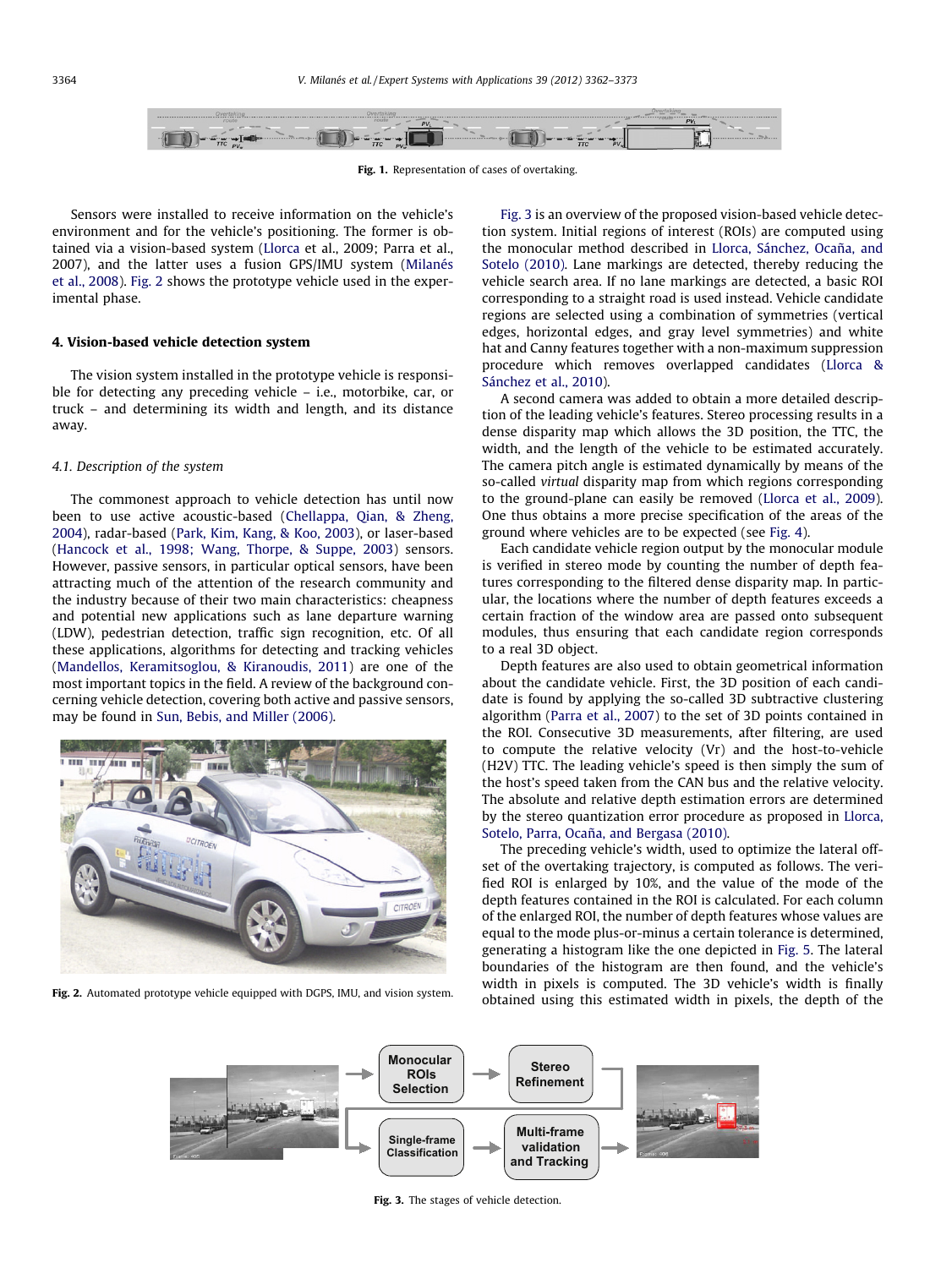Fig. 1. Representation of cases of overtaking.

Sensors were installed to receive information on the vehicle's environment and for the vehicle's positioning. The former is obtained via a vision-based system (Llorca et al., 2009; Parra et al., 2007), and the latter uses a fusion GPS/IMU system (Milanés et al., 2008). Fig. 2 shows the prototype vehicle used in the experimental phase.

## 4. Vision-based vehicle detection system

The vision system installed in the prototype vehicle is responsible for detecting any preceding vehicle – i.e., motorbike, car, or truck – and determining its width and length, and its distance away.

### 4.1. Description of the system

The commonest approach to vehicle detection has until now been to use active acoustic-based (Chellappa, Qian, & Zheng, 2004), radar-based (Park, Kim, Kang, & Koo, 2003), or laser-based (Hancock et al., 1998; Wang, Thorpe, & Suppe, 2003) sensors. However, passive sensors, in particular optical sensors, have been attracting much of the attention of the research community and the industry because of their two main characteristics: cheapness and potential new applications such as lane departure warning (LDW), pedestrian detection, traffic sign recognition, etc. Of all these applications, algorithms for detecting and tracking vehicles (Mandellos, Keramitsoglou, & Kiranoudis, 2011) are one of the most important topics in the field. A review of the background concerning vehicle detection, covering both active and passive sensors, may be found in Sun, Bebis, and Miller (2006).

Fig. 2. Automated prototype vehicle equipped with DGPS, IMU, and vision system.

Fig. 3 is an overview of the proposed vision-based vehicle detection system. Initial regions of interest (ROIs) are computed using the monocular method described in Llorca, Sánchez, Ocaña, and Sotelo (2010). Lane markings are detected, thereby reducing the vehicle search area. If no lane markings are detected, a basic ROI corresponding to a straight road is used instead. Vehicle candidate regions are selected using a combination of symmetries (vertical edges, horizontal edges, and gray level symmetries) and white hat and Canny features together with a non-maximum suppression procedure which removes overlapped candidates (Llorca & Sánchez et al., 2010).

A second camera was added to obtain a more detailed description of the leading vehicle's features. Stereo processing results in a dense disparity map which allows the 3D position, the TTC, the width, and the length of the vehicle to be estimated accurately. The camera pitch angle is estimated dynamically by means of the so-called *virtual* disparity map from which regions corresponding to the ground-plane can easily be removed (Llorca et al., 2009). One thus obtains a more precise specification of the areas of the ground where vehicles are to be expected (see Fig. 4).

Each candidate vehicle region output by the monocular module is verified in stereo mode by counting the number of depth features corresponding to the filtered dense disparity map. In particular, the locations where the number of depth features exceeds a certain fraction of the window area are passed onto subsequent modules, thus ensuring that each candidate region corresponds to a real 3D object.

Depth features are also used to obtain geometrical information about the candidate vehicle. First, the 3D position of each candidate is found by applying the so-called 3D subtractive clustering algorithm (Parra et al., 2007) to the set of 3D points contained in the ROI. Consecutive 3D measurements, after filtering, are used to compute the relative velocity (Vr) and the host-to-vehicle (H2V) TTC. The leading vehicle's speed is then simply the sum of the host's speed taken from the CAN bus and the relative velocity. The absolute and relative depth estimation errors are determined by the stereo quantization error procedure as proposed in Llorca, Sotelo, Parra, Ocaña, and Bergasa (2010).

The preceding vehicle's width, used to optimize the lateral offset of the overtaking trajectory, is computed as follows. The verified ROI is enlarged by 10%, and the value of the mode of the depth features contained in the ROI is calculated. For each column of the enlarged ROI, the number of depth features whose values are equal to the mode plus-or-minus a certain tolerance is determined, generating a histogram like the one depicted in Fig. 5. The lateral boundaries of the histogram are then found, and the vehicle's width in pixels is computed. The 3D vehicle's width is finally obtained using this estimated width in pixels, the depth of the

Fig. 3. The stages of vehicle detection.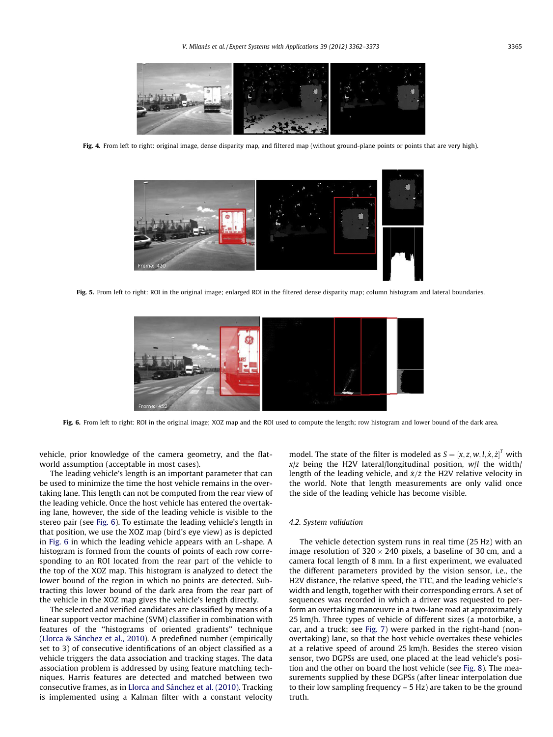Fig. 4. From left to right: original image, dense disparity map, and filtered map (without ground-plane points or points that are very high).

Fig. 5. From left to right: ROI in the original image; enlarged ROI in the filtered dense disparity map; column histogram and lateral boundaries.

Fig. 6. From left to right: ROI in the original image; XOZ map and the ROI used to compute the length; row histogram and lower bound of the dark area.

vehicle, prior knowledge of the camera geometry, and the flat-world assumption (acceptable in most cases).

The leading vehicle's length is an important parameter that can be used to minimize the time the host vehicle remains in the overtaking lane. This length can not be computed from the rear view of the leading vehicle. Once the host vehicle has entered the overtaking lane, however, the side of the leading vehicle is visible to the stereo pair (see Fig. 6). To estimate the leading vehicle's length in that position, we use the XOZ map (bird's eye view) as is depicted in Fig. 6 in which the leading vehicle appears with an L-shape. A histogram is formed from the counts of points of each row corresponding to an ROI located from the rear part of the vehicle to the top of the XOZ map. This histogram is analyzed to detect the lower bound of the region in which no points are detected. Subtracting this lower bound of the dark area from the rear part of the vehicle in the XOZ map gives the vehicle's length directly.

The selected and verified candidates are classified by means of a linear support vector machine (SVM) classifier in combination with features of the "histograms of oriented gradients" technique (Llorca & Sánchez et al., 2010). A predefined number (empirically set to 3) of consecutive identifications of an object classified as a vehicle triggers the data association and tracking stages. The data association problem is addressed by using feature matching techniques. Harris features are detected and matched between two consecutive frames, as in Llorca and Sánchez et al. (2010). Tracking is implemented using a Kalman filter with a constant velocity model. The state of the filter is modeled as $S = [x, z, w, l, \dot{x}, \dot{z}]^T$ with $x/z$ being the H2V lateral/longitudinal position, $w/l$ the width/length of the leading vehicle, and $\dot{x}/\dot{z}$ the H2V relative velocity in the world. Note that length measurements are only valid once the side of the leading vehicle has become visible.

### 4.2. System validation

The vehicle detection system runs in real time (25 Hz) with an image resolution of 320 × 240 pixels, a baseline of 30 cm, and a camera focal length of 8 mm. In a first experiment, we evaluated the different parameters provided by the vision sensor, i.e., the H2V distance, the relative speed, the TTC, and the leading vehicle's width and length, together with their corresponding errors. A set of sequences was recorded in which a driver was requested to perform an overtaking manœuvre in a two-lane road at approximately 25 km/h. Three types of vehicle of different sizes (a motorbike, a car, and a truck; see Fig. 7) were parked in the right-hand (non-overtaking) lane, so that the host vehicle overtakes these vehicles at a relative speed of around 25 km/h. Besides the stereo vision sensor, two DGPSs are used, one placed at the lead vehicle's position and the other on board the host vehicle (see Fig. 8). The measurements supplied by these DGPSs (after linear interpolation due to their low sampling frequency – 5 Hz) are taken to be the ground truth.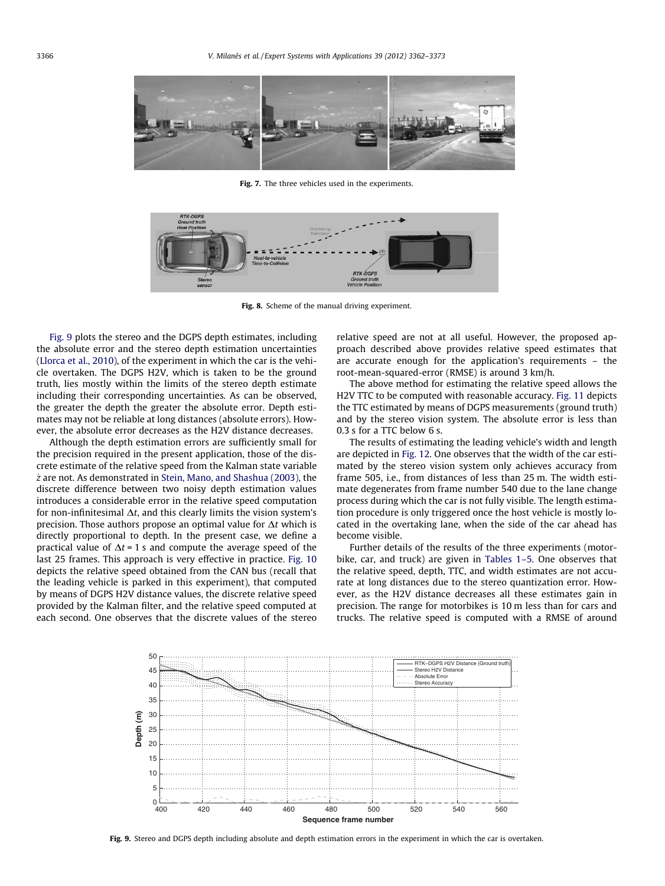Fig. 7. The three vehicles used in the experiments.

Fig. 8. Scheme of the manual driving experiment.

Fig. 9 plots the stereo and the DGPS depth estimates, including the absolute error and the stereo depth estimation uncertainties (Llorca et al., 2010), of the experiment in which the car is the vehicle overtaken. The DGPS H2V, which is taken to be the ground truth, lies mostly within the limits of the stereo depth estimate including their corresponding uncertainties. As can be observed, the greater the depth the greater the absolute error. Depth estimates may not be reliable at long distances (absolute errors). However, the absolute error decreases as the H2V distance decreases.

Although the depth estimation errors are sufficiently small for the precision required in the present application, those of the discrete estimate of the relative speed from the Kalman state variable $\dot{z}$ are not. As demonstrated in Stein, Mano, and Shashua (2003), the discrete difference between two noisy depth estimation values introduces a considerable error in the relative speed computation for non-infinitesimal $\Delta t$, and this clearly limits the vision system's precision. Those authors propose an optimal value for $\Delta t$ which is directly proportional to depth. In the present case, we define a practical value of $\Delta t = 1$ s and compute the average speed of the last 25 frames. This approach is very effective in practice. Fig. 10 depicts the relative speed obtained from the CAN bus (recall that the leading vehicle is parked in this experiment), that computed by means of DGPS H2V distance values, the discrete relative speed provided by the Kalman filter, and the relative speed computed at each second. One observes that the discrete values of the stereo relative speed are not at all useful. However, the proposed approach described above provides relative speed estimates that are accurate enough for the application's requirements – the root-mean-squared-error (RMSE) is around 3 km/h.

The above method for estimating the relative speed allows the H2V TTC to be computed with reasonable accuracy. Fig. 11 depicts the TTC estimated by means of DGPS measurements (ground truth) and by the stereo vision system. The absolute error is less than 0.3 s for a TTC below 6 s.

The results of estimating the leading vehicle's width and length are depicted in Fig. 12. One observes that the width of the car estimated by the stereo vision system only achieves accuracy from frame 505, i.e., from distances of less than 25 m. The width estimate degenerates from frame number 540 due to the lane change process during which the car is not fully visible. The length estimation procedure is only triggered once the host vehicle is mostly located in the overtaking lane, when the side of the car ahead has become visible.

Further details of the results of the three experiments (motorbike, car, and truck) are given in Tables 1–5. One observes that the relative speed, depth, TTC, and width estimates are not accurate at long distances due to the stereo quantization error. However, as the H2V distance decreases all these estimates gain in precision. The range for motorbikes is 10 m less than for cars and trucks. The relative speed is computed with a RMSE of around

Fig. 9. Stereo and DGPS depth including absolute and depth estimation errors in the experiment in which the car is overtaken.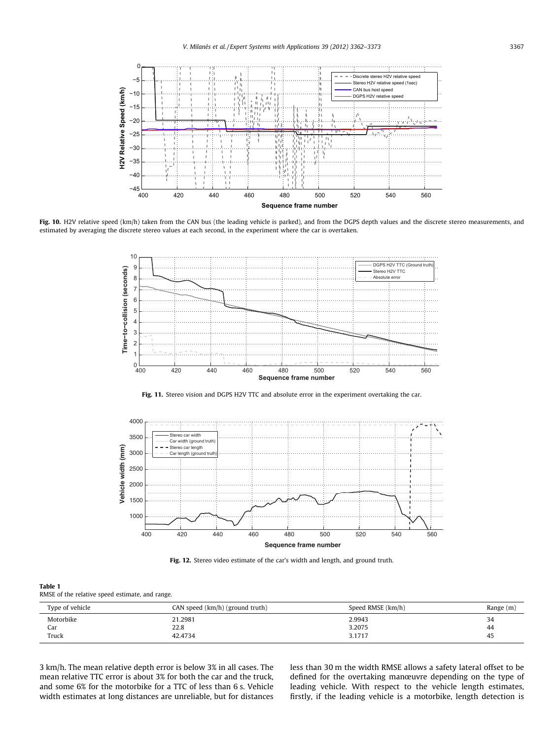**Fig. 10.** H2V relative speed (km/h) taken from the CAN bus (the leading vehicle is parked), and from the DGPS depth values and the discrete stereo measurements, and estimated by averaging the discrete stereo values at each second, in the experiment where the car is overtaken.

**Fig. 11.** Stereo vision and DGPS H2V TTC and absolute error in the experiment overtaking the car.

**Fig. 12.** Stereo video estimate of the car's width and length, and ground truth.

**Table 1**
RMSE of the relative speed estimate, and range.

| Type of vehicle | CAN speed (km/h) (ground truth) | Speed RMSE (km/h) | Range (m) |
|---|---|---|---|
| Motorbike | 21.2981 | 2.9943 | 34 |
| Car | 22.8 | 3.2075 | 44 |
| Truck | 42.4734 | 3.1717 | 45 |

3 km/h. The mean relative depth error is below 3% in all cases. The mean relative TTC error is about 3% for both the car and the truck, and some 6% for the motorbike for a TTC of less than 6 s. Vehicle width estimates at long distances are unreliable, but for distances less than 30 m the width RMSE allows a safety lateral offset to be defined for the overtaking manœuvre depending on the type of leading vehicle. With respect to the vehicle length estimates, firstly, if the leading vehicle is a motorbike, length detection is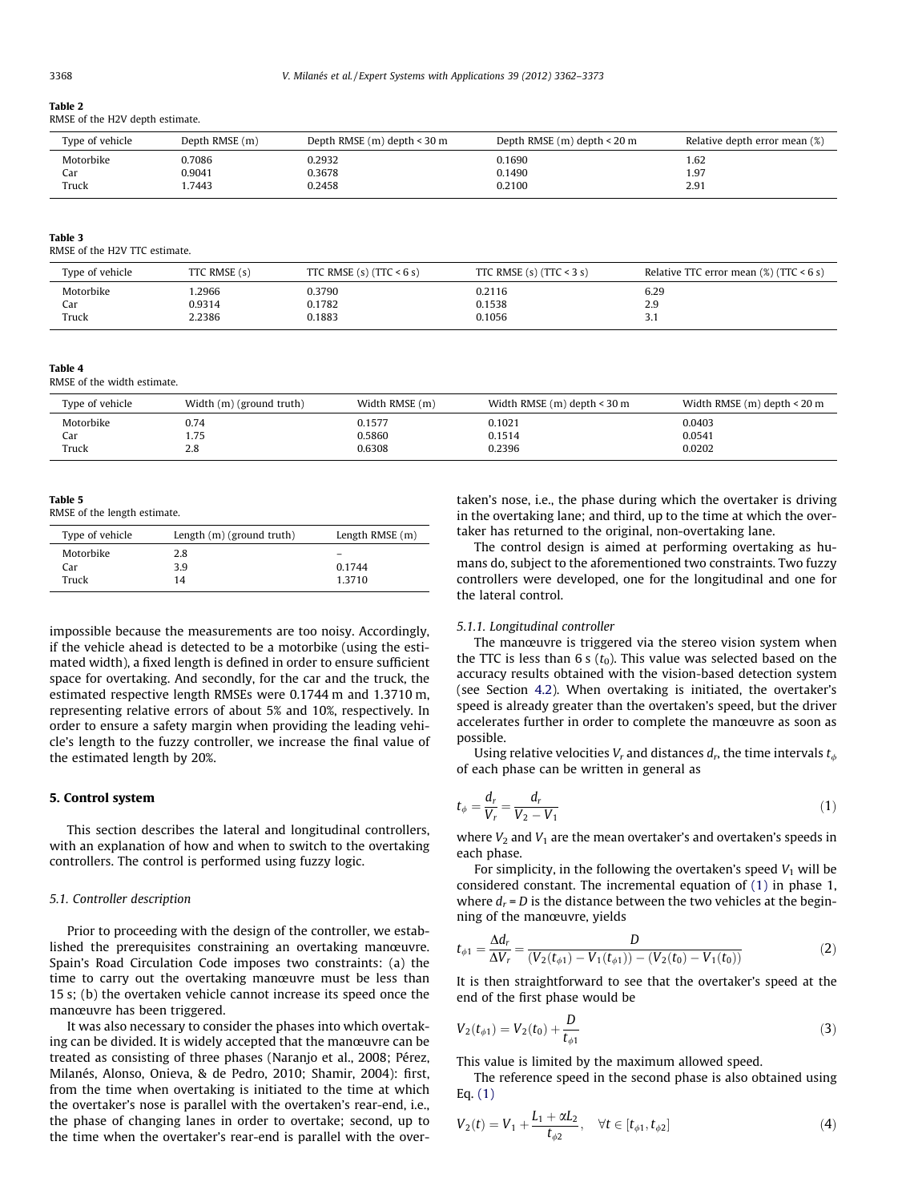**Table 2**
RMSE of the H2V depth estimate.

| Type of vehicle | Depth RMSE (m) | Depth RMSE (m) depth < 30 m | Depth RMSE (m) depth < 20 m | Relative depth error mean (%) |
|---|---|---|---|---|
| Motorbike | 0.7086 | 0.2932 | 0.1690 | 1.62 |
| Car | 0.9041 | 0.3678 | 0.1490 | 1.97 |
| Truck | 1.7443 | 0.2458 | 0.2100 | 2.91 |

**Table 3**
RMSE of the H2V TTC estimate.

| Type of vehicle | TTC RMSE (s) | TTC RMSE (s) (TTC < 6 s) | TTC RMSE (s) (TTC < 3 s) | Relative TTC error mean (%) (TTC < 6 s) |
|---|---|---|---|---|
| Motorbike | 1.2966 | 0.3790 | 0.2116 | 6.29 |
| Car | 0.9314 | 0.1782 | 0.1538 | 2.9 |
| Truck | 2.2386 | 0.1883 | 0.1056 | 3.1 |

**Table 4**
RMSE of the width estimate.

| Type of vehicle | Width (m) (ground truth) | Width RMSE (m) | Width RMSE (m) depth < 30 m | Width RMSE (m) depth < 20 m |
|---|---|---|---|---|
| Motorbike | 0.74 | 0.1577 | 0.1021 | 0.0403 |
| Car | 1.75 | 0.5860 | 0.1514 | 0.0541 |
| Truck | 2.8 | 0.6308 | 0.2396 | 0.0202 |

**Table 5**
RMSE of the length estimate.

| Type of vehicle | Length (m) (ground truth) | Length RMSE (m) |
|---|---|---|
| Motorbike | 2.8 | – |
| Car | 3.9 | 0.1744 |
| Truck | 14 | 1.3710 |

impossible because the measurements are too noisy. Accordingly, if the vehicle ahead is detected to be a motorbike (using the estimated width), a fixed length is defined in order to ensure sufficient space for overtaking. And secondly, for the car and the truck, the estimated respective length RMSEs were 0.1744 m and 1.3710 m, representing relative errors of about 5% and 10%, respectively. In order to ensure a safety margin when providing the leading vehicle's length to the fuzzy controller, we increase the final value of the estimated length by 20%.

## 5. Control system

This section describes the lateral and longitudinal controllers, with an explanation of how and when to switch to the overtaking controllers. The control is performed using fuzzy logic.

### 5.1. Controller description

Prior to proceeding with the design of the controller, we established the prerequisites constraining an overtaking manœuvre. Spain's Road Circulation Code imposes two constraints: (a) the time to carry out the overtaking manœuvre must be less than 15 s; (b) the overtaken vehicle cannot increase its speed once the manœuvre has been triggered.

It was also necessary to consider the phases into which overtaking can be divided. It is widely accepted that the manœuvre can be treated as consisting of three phases (Naranjo et al., 2008; Pérez, Milanés, Alonso, Onieva, & de Pedro, 2010; Shamir, 2004): first, from the time when overtaking is initiated to the time at which the overtaker's nose is parallel with the overtaken's rear-end, i.e., the phase of changing lanes in order to overtake; second, up to the time when the overtaker's rear-end is parallel with the overtaken's nose, i.e., the phase during which the overtaker is driving in the overtaking lane; and third, up to the time at which the overtaker has returned to the original, non-overtaking lane.

The control design is aimed at performing overtaking as humans do, subject to the aforementioned two constraints. Two fuzzy controllers were developed, one for the longitudinal and one for the lateral control.

#### 5.1.1. Longitudinal controller

The manœuvre is triggered via the stereo vision system when the TTC is less than 6 s ($t_0$). This value was selected based on the accuracy results obtained with the vision-based detection system (see Section 4.2). When overtaking is initiated, the overtaker's speed is already greater than the overtaken's speed, but the driver accelerates further in order to complete the manœuvre as soon as possible.

Using relative velocities $V_r$ and distances $d_r$, the time intervals $t_\phi$ of each phase can be written in general as

$$t_\phi = \frac{d_r}{V_r} = \frac{d_r}{V_2 - V_1} \tag{1}$$

where $V_2$ and $V_1$ are the mean overtaker's and overtaken's speeds in each phase.

For simplicity, in the following the overtaken's speed $V_1$ will be considered constant. The incremental equation of (1) in phase 1, where $d_r = D$ is the distance between the two vehicles at the beginning of the manœuvre, yields

$$t_{\phi 1} = \frac{\Delta d_r}{\Delta V_r} = \frac{D}{(V_2(t_{\phi 1}) - V_1(t_{\phi 1})) - (V_2(t_0) - V_1(t_0))} \tag{2}$$

It is then straightforward to see that the overtaker's speed at the end of the first phase would be

$$V_2(t_{\phi 1}) = V_2(t_0) + \frac{D}{t_{\phi 1}} \tag{3}$$

This value is limited by the maximum allowed speed.

The reference speed in the second phase is also obtained using Eq. (1)

$$V_2(t) = V_1 + \frac{L_1 + \alpha L_2}{t_{\phi 2}}, \quad \forall t \in [t_{\phi 1}, t_{\phi 2}] \tag{4}$$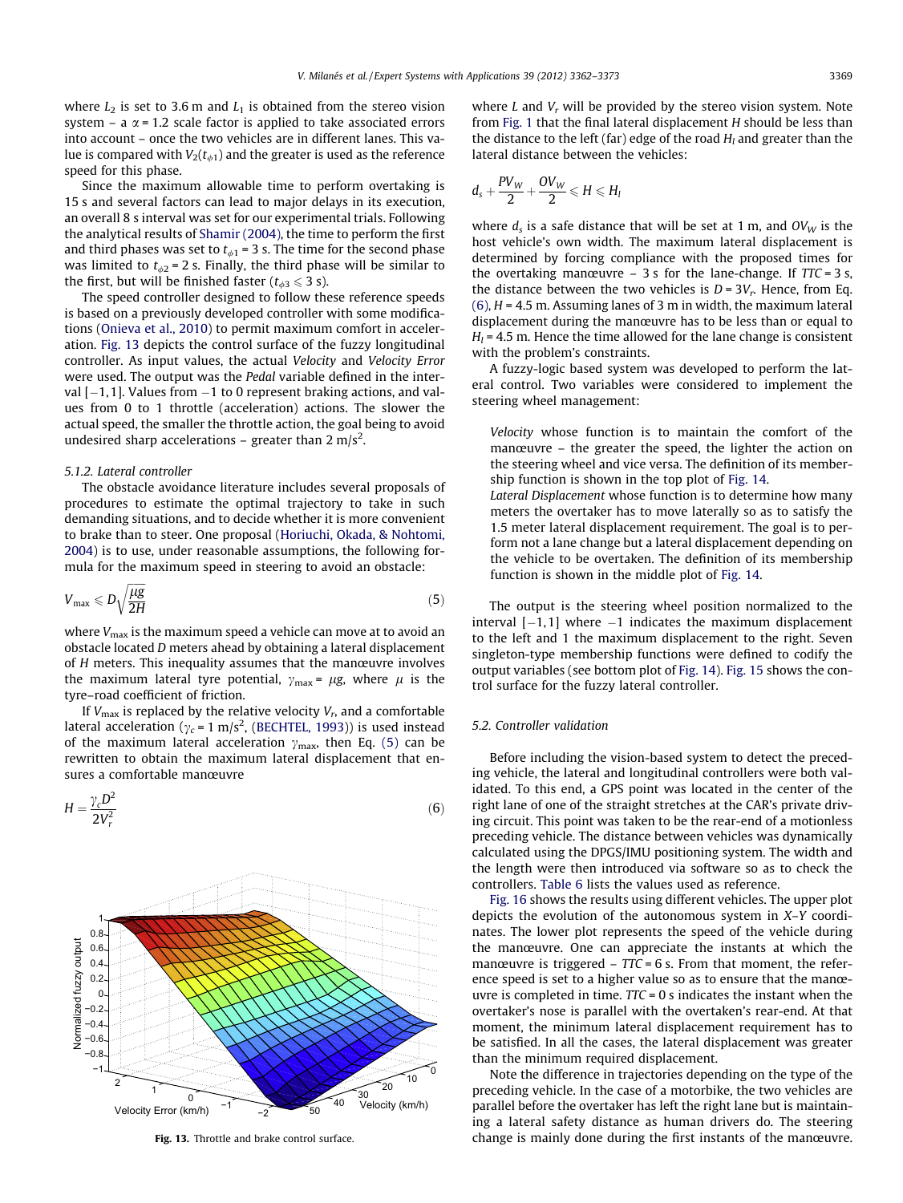where $L_2$ is set to 3.6 m and $L_1$ is obtained from the stereo vision system – a $\alpha = 1.2$ scale factor is applied to take associated errors into account – once the two vehicles are in different lanes. This value is compared with $V_2(t_{\phi 1})$ and the greater is used as the reference speed for this phase.

Since the maximum allowable time to perform overtaking is 15 s and several factors can lead to major delays in its execution, an overall 8 s interval was set for our experimental trials. Following the analytical results of Shamir (2004), the time to perform the first and third phases was set to $t_{\phi 1} = 3$ s. The time for the second phase was limited to $t_{\phi 2} = 2$ s. Finally, the third phase will be similar to the first, but will be finished faster ($t_{\phi 3} \leqslant 3$ s).

The speed controller designed to follow these reference speeds is based on a previously developed controller with some modifications (Onieva et al., 2010) to permit maximum comfort in acceleration. Fig. 13 depicts the control surface of the fuzzy longitudinal controller. As input values, the actual *Velocity* and *Velocity Error* were used. The output was the *Pedal* variable defined in the interval $[-1, 1]$. Values from $-1$ to 0 represent braking actions, and values from 0 to 1 throttle (acceleration) actions. The slower the actual speed, the smaller the throttle action, the goal being to avoid undesired sharp accelerations – greater than 2 m/s$^2$.

Fig. 13. Throttle and brake control surface.

### 5.1.2. Lateral controller

The obstacle avoidance literature includes several proposals of procedures to estimate the optimal trajectory to take in such demanding situations, and to decide whether it is more convenient to brake than to steer. One proposal (Horiuchi, Okada, & Nohtomi, 2004) is to use, under reasonable assumptions, the following formula for the maximum speed in steering to avoid an obstacle:

$$V_{\max} \leqslant D\sqrt{\frac{\mu g}{2H}} \tag{5}$$

where $V_{\max}$ is the maximum speed a vehicle can move at to avoid an obstacle located $D$ meters ahead by obtaining a lateral displacement of $H$ meters. This inequality assumes that the manœuvre involves the maximum lateral tyre potential, $\gamma_{\max} = \mu g$, where $\mu$ is the tyre–road coefficient of friction.

If $V_{\max}$ is replaced by the relative velocity $V_r$, and a comfortable lateral acceleration ($\gamma_c = 1$ m/s$^2$, (BECHTEL, 1993)) is used instead of the maximum lateral acceleration $\gamma_{\max}$, then Eq. (5) can be rewritten to obtain the maximum lateral displacement that ensures a comfortable manœuvre

$$H = \frac{\gamma_c D^2}{2V_r^2} \tag{6}$$

where $L$ and $V_r$ will be provided by the stereo vision system. Note from Fig. 1 that the final lateral displacement $H$ should be less than the distance to the left (far) edge of the road $H_l$ and greater than the lateral distance between the vehicles:

$$d_s + \frac{PV_W}{2} + \frac{OV_W}{2} \leqslant H \leqslant H_l$$

where $d_s$ is a safe distance that will be set at 1 m, and $OV_W$ is the host vehicle's own width. The maximum lateral displacement is determined by forcing compliance with the proposed times for the overtaking manœuvre – 3 s for the lane-change. If $TTC = 3$ s, the distance between the two vehicles is $D = 3V_r$. Hence, from Eq. (6), $H = 4.5$ m. Assuming lanes of 3 m in width, the maximum lateral displacement during the manœuvre has to be less than or equal to $H_l = 4.5$ m. Hence the time allowed for the lane change is consistent with the problem's constraints.

A fuzzy-logic based system was developed to perform the lateral control. Two variables were considered to implement the steering wheel management:

*Velocity* whose function is to maintain the comfort of the manœuvre – the greater the speed, the lighter the action on the steering wheel and vice versa. The definition of its membership function is shown in the top plot of Fig. 14.

*Lateral Displacement* whose function is to determine how many meters the overtaker has to move laterally so as to satisfy the 1.5 meter lateral displacement requirement. The goal is to perform not a lane change but a lateral displacement depending on the vehicle to be overtaken. The definition of its membership function is shown in the middle plot of Fig. 14.

The output is the steering wheel position normalized to the interval $[-1, 1]$ where $-1$ indicates the maximum displacement to the left and 1 the maximum displacement to the right. Seven singleton-type membership functions were defined to codify the output variables (see bottom plot of Fig. 14). Fig. 15 shows the control surface for the fuzzy lateral controller.

## 5.2. Controller validation

Before including the vision-based system to detect the preceding vehicle, the lateral and longitudinal controllers were both validated. To this end, a GPS point was located in the center of the right lane of one of the straight stretches at the CAR's private driving circuit. This point was taken to be the rear-end of a motionless preceding vehicle. The distance between vehicles was dynamically calculated using the DPGS/IMU positioning system. The width and the length were then introduced via software so as to check the controllers. Table 6 lists the values used as reference.

Fig. 16 shows the results using different vehicles. The upper plot depicts the evolution of the autonomous system in X–Y coordinates. The lower plot represents the speed of the vehicle during the manœuvre. One can appreciate the instants at which the manœuvre is triggered – $TTC = 6$ s. From that moment, the reference speed is set to a higher value so as to ensure that the manœuvre is completed in time. $TTC = 0$ s indicates the instant when the overtaker's nose is parallel with the overtaken's rear-end. At that moment, the minimum lateral displacement requirement has to be satisfied. In all the cases, the lateral displacement was greater than the minimum required displacement.

Note the difference in trajectories depending on the type of the preceding vehicle. In the case of a motorbike, the two vehicles are parallel before the overtaker has left the right lane but is maintaining a lateral safety distance as human drivers do. The steering change is mainly done during the first instants of the manœuvre.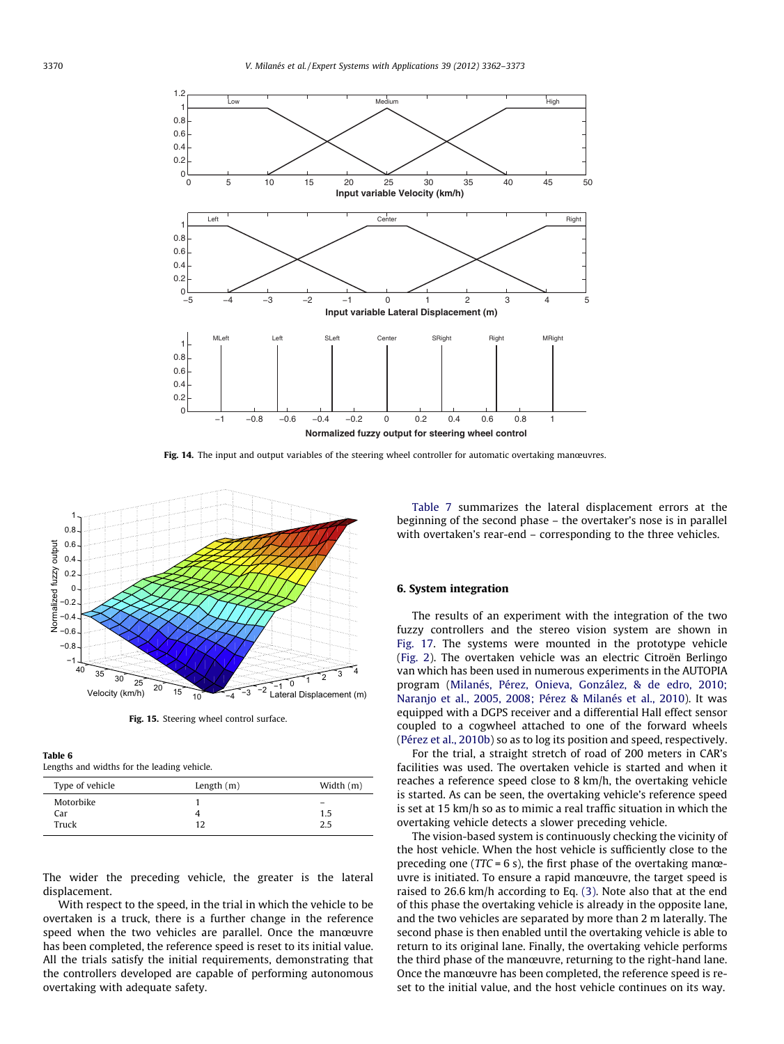Fig. 14. The input and output variables of the steering wheel controller for automatic overtaking manœuvres.

Fig. 15. Steering wheel control surface.

**Table 6**
Lengths and widths for the leading vehicle.

| Type of vehicle | Length (m) | Width (m) |
|---|---|---|
| Motorbike | 1 | – |
| Car | 4 | 1.5 |
| Truck | 12 | 2.5 |

The wider the preceding vehicle, the greater is the lateral displacement.

With respect to the speed, in the trial in which the vehicle to be overtaken is a truck, there is a further change in the reference speed when the two vehicles are parallel. Once the manœuvre has been completed, the reference speed is reset to its initial value. All the trials satisfy the initial requirements, demonstrating that the controllers developed are capable of performing autonomous overtaking with adequate safety.

Table 7 summarizes the lateral displacement errors at the beginning of the second phase – the overtaker's nose is in parallel with overtaken's rear-end – corresponding to the three vehicles.

## 6. System integration

The results of an experiment with the integration of the two fuzzy controllers and the stereo vision system are shown in Fig. 17. The systems were mounted in the prototype vehicle (Fig. 2). The overtaken vehicle was an electric Citroën Berlingo van which has been used in numerous experiments in the AUTOPIA program (Milanés, Pérez, Onieva, González, & de edro, 2010; Naranjo et al., 2005, 2008; Pérez & Milanés et al., 2010). It was equipped with a DGPS receiver and a differential Hall effect sensor coupled to a cogwheel attached to one of the forward wheels (Pérez et al., 2010b) so as to log its position and speed, respectively.

For the trial, a straight stretch of road of 200 meters in CAR's facilities was used. The overtaken vehicle is started and when it reaches a reference speed close to 8 km/h, the overtaking vehicle is started. As can be seen, the overtaking vehicle's reference speed is set at 15 km/h so as to mimic a real traffic situation in which the overtaking vehicle detects a slower preceding vehicle.

The vision-based system is continuously checking the vicinity of the host vehicle. When the host vehicle is sufficiently close to the preceding one ($TTC = 6$ s), the first phase of the overtaking manœuvre is initiated. To ensure a rapid manœuvre, the target speed is raised to 26.6 km/h according to Eq. (3). Note also that at the end of this phase the overtaking vehicle is already in the opposite lane, and the two vehicles are separated by more than 2 m laterally. The second phase is then enabled until the overtaking vehicle is able to return to its original lane. Finally, the overtaking vehicle performs the third phase of the manœuvre, returning to the right-hand lane. Once the manœuvre has been completed, the reference speed is reset to the initial value, and the host vehicle continues on its way.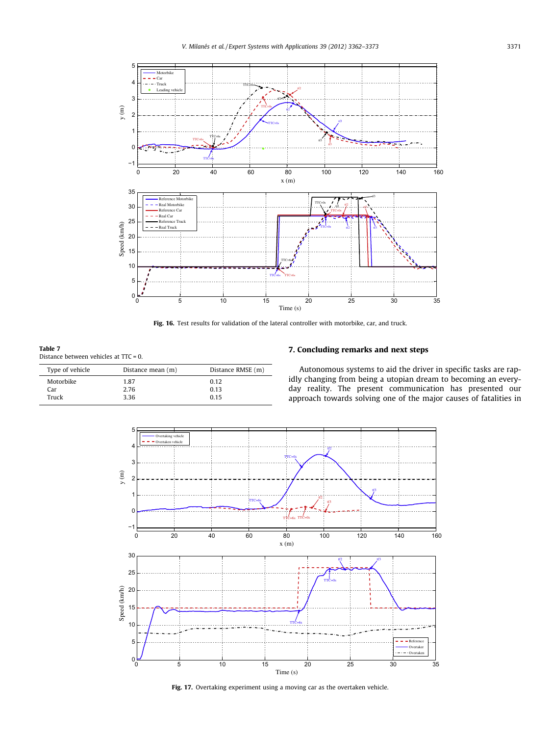Fig. 16. Test results for validation of the lateral controller with motorbike, car, and truck.

**Table 7**
Distance between vehicles at TTC = 0.

| Type of vehicle | Distance mean (m) | Distance RMSE (m) |
|---|---|---|
| Motorbike | 1.87 | 0.12 |
| Car | 2.76 | 0.13 |
| Truck | 3.36 | 0.15 |

## 7. Concluding remarks and next steps

Autonomous systems to aid the driver in specific tasks are rapidly changing from being a utopian dream to becoming an everyday reality. The present communication has presented our approach towards solving one of the major causes of fatalities in

Fig. 17. Overtaking experiment using a moving car as the overtaken vehicle.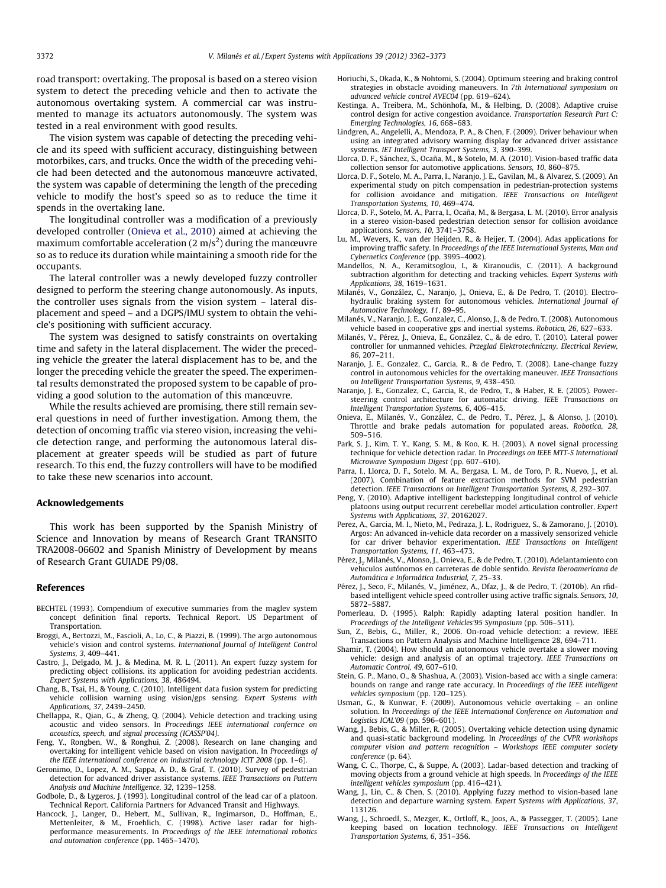road transport: overtaking. The proposal is based on a stereo vision system to detect the preceding vehicle and then to activate the autonomous overtaking system. A commercial car was instrumented to manage its actuators autonomously. The system was tested in a real environment with good results.

The vision system was capable of detecting the preceding vehicle and its speed with sufficient accuracy, distinguishing between motorbikes, cars, and trucks. Once the width of the preceding vehicle had been detected and the autonomous manœuvre activated, the system was capable of determining the length of the preceding vehicle to modify the host's speed so as to reduce the time it spends in the overtaking lane.

The longitudinal controller was a modification of a previously developed controller (Onieva et al., 2010) aimed at achieving the maximum comfortable acceleration (2 m/s$^2$) during the manœuvre so as to reduce its duration while maintaining a smooth ride for the occupants.

The lateral controller was a newly developed fuzzy controller designed to perform the steering change autonomously. As inputs, the controller uses signals from the vision system – lateral displacement and speed – and a DGPS/IMU system to obtain the vehicle's positioning with sufficient accuracy.

The system was designed to satisfy constraints on overtaking time and safety in the lateral displacement. The wider the preceding vehicle the greater the lateral displacement has to be, and the longer the preceding vehicle the greater the speed. The experimental results demonstrated the proposed system to be capable of providing a good solution to the automation of this manœuvre.

While the results achieved are promising, there still remain several questions in need of further investigation. Among them, the detection of oncoming traffic via stereo vision, increasing the vehicle detection range, and performing the autonomous lateral displacement at greater speeds will be studied as part of future research. To this end, the fuzzy controllers will have to be modified to take these new scenarios into account.

## Acknowledgements

This work has been supported by the Spanish Ministry of Science and Innovation by means of Research Grant TRANSITO TRA2008-06602 and Spanish Ministry of Development by means of Research Grant GUIADE P9/08.

## References

BECHTEL (1993). Compendium of executive summaries from the maglev system concept definition final reports. Technical Report. US Department of Transportation.

Broggi, A., Bertozzi, M., Fascioli, A., Lo, C., & Piazzi, B. (1999). The argo autonomous vehicle's vision and control systems. *International Journal of Intelligent Control Systems, 3*, 409–441.

Castro, J., Delgado, M. J., & Medina, M. R. L. (2011). An expert fuzzy system for predicting object collisions. its application for avoiding pedestrian accidents. *Expert Systems with Applications, 38*, 486494.

Chang, B., Tsai, H., & Young, C. (2010). Intelligent data fusion system for predicting vehicle collision warning using vision/gps sensing. *Expert Systems with Applications, 37*, 2439–2450.

Chellappa, R., Qian, G., & Zheng, Q. (2004). Vehicle detection and tracking using acoustic and video sensors. In *Proceedings IEEE international confernce on acoustics, speech, and signal processing (ICASSP'04)*.

Feng, Y., Rongben, W., & Ronghui, Z. (2008). Research on lane changing and overtaking for intelligent vehicle based on vision navigation. In *Proceedings of the IEEE international conference on industrial technology ICIT 2008* (pp. 1–6).

Geronimo, D., Lopez, A. M., Sappa, A. D., & Graf, T. (2010). Survey of pedestrian detection for advanced driver assistance systems. *IEEE Transactions on Pattern Analysis and Machine Intelligence, 32*, 1239–1258.

Godbole, D., & Lygeros, J. (1993). Longitudinal control of the lead car of a platoon. Technical Report. California Partners for Advanced Transit and Highways.

Hancock, J., Langer, D., Hebert, M., Sullivan, R., Ingimarson, D., Hoffman, E., Mettenleiter, & M., Froehlich, C. (1998). Active laser radar for high-performance measurements. In *Proceedings of the IEEE international robotics and automation conference* (pp. 1465–1470).

Horiuchi, S., Okada, K., & Nohtomi, S. (2004). Optimum steering and braking control strategies in obstacle avoiding maneuvers. In *7th International symposium on advanced vehicle control AVEC04* (pp. 619–624).

Kestinga, A., Treibera, M., Schönhofa, M., & Helbing, D. (2008). Adaptive cruise control design for active congestion avoidance. *Transportation Research Part C: Emerging Technologies, 16*, 668–683.

Lindgren, A., Angelelli, A., Mendoza, P. A., & Chen, F. (2009). Driver behaviour when using an integrated advisory warning display for advanced driver assistance systems. *IET Intelligent Transport Systems, 3*, 390–399.

Llorca, D. F., Sánchez, S., Ocaña, M., & Sotelo, M. A. (2010). Vision-based traffic data collection sensor for automotive applications. *Sensors, 10*, 860–875.

Llorca, D. F., Sotelo, M. A., Parra, I., Naranjo, J. E., Gavilan, M., & Alvarez, S. (2009). An experimental study on pitch compensation in pedestrian-protection systems for collision avoidance and mitigation. *IEEE Transactions on Intelligent Transportation Systems, 10*, 469–474.

Llorca, D. F., Sotelo, M. A., Parra, I., Ocaña, M., & Bergasa, L. M. (2010). Error analysis in a stereo vision-based pedestrian detection sensor for collision avoidance applications. *Sensors, 10*, 3741–3758.

Lu, M., Wevers, K., van der Heijden, R., & Heijer, T. (2004). Adas applications for improving traffic safety. In *Proceedings of the IEEE International Systems, Man and Cybernetics Conference* (pp. 3995–4002).

Mandellos, N. A., Keramitsoglou, I., & Kiranoudis, C. (2011). A background subtraction algorithm for detecting and tracking vehicles. *Expert Systems with Applications, 38*, 1619–1631.

Milanés, V., González, C., Naranjo, J., Onieva, E., & De Pedro, T. (2010). Electro-hydraulic braking system for autonomous vehicles. *International Journal of Automotive Technology, 11*, 89–95.

Milanés, V., Naranjo, J. E., Gonzalez, C., Alonso, J., & de Pedro, T. (2008). Autonomous vehicle based in cooperative gps and inertial systems. *Robotica, 26*, 627–633.

Milanés, V., Pérez, J., Onieva, E., González, C., & de edro, T. (2010). Lateral power controller for unmanned vehicles. *Przeglad Elektrotechniczny, Electrical Review, 86*, 207–211.

Naranjo, J. E., Gonzalez, C., Garcia, R., & de Pedro, T. (2008). Lane-change fuzzy control in autonomous vehicles for the overtaking maneuver. *IEEE Transactions on Intelligent Transportation Systems, 9*, 438–450.

Naranjo, J. E., Gonzalez, C., Garcia, R., de Pedro, T., & Haber, R. E. (2005). Power-steering control architecture for automatic driving. *IEEE Transactions on Intelligent Transportation Systems, 6*, 406–415.

Onieva, E., Milanés, V., González, C., de Pedro, T., Pérez, J., & Alonso, J. (2010). Throttle and brake pedals automation for populated areas. *Robotica, 28*, 509–516.

Park, S. J., Kim, T. Y., Kang, S. M., & Koo, K. H. (2003). A novel signal processing technique for vehicle detection radar. In *Proceedings on IEEE MTT-S International Microwave Symposium Digest* (pp. 607–610).

Parra, I., Llorca, D. F., Sotelo, M. A., Bergasa, L. M., de Toro, P. R., Nuevo, J., et al. (2007). Combination of feature extraction methods for SVM pedestrian detection. *IEEE Transactions on Intelligent Transportation Systems, 8*, 292–307.

Peng, Y. (2010). Adaptive intelligent backstepping longitudinal control of vehicle platoons using output recurrent cerebellar model articulation controller. *Expert Systems with Applications, 37*, 20162027.

Perez, A., Garcia, M. I., Nieto, M., Pedraza, J. L., Rodriguez, S., & Zamorano, J. (2010). Argos: An advanced in-vehicle data recorder on a massively sensorized vehicle for car driver behavior experimentation. *IEEE Transactions on Intelligent Transportation Systems, 11*, 463–473.

Pérez, J., Milanés, V., Alonso, J., Onieva, E., & de Pedro, T. (2010). Adelantamiento con vehículos autónomos en carreteras de doble sentido. *Revista Iberoamericana de Automática e Informática Industrial, 7*, 25–33.

Pérez, J., Seco, F., Milanés, V., Jiménez, A., Díaz, J., & de Pedro, T. (2010b). An rfid-based intelligent vehicle speed controller using active traffic signals. *Sensors, 10*, 5872–5887.

Pomerleau, D. (1995). Ralph: Rapidly adapting lateral position handler. In *Proceedings of the Intelligent Vehicles'95 Symposium* (pp. 506–511).

Sun, Z., Bebis, G., Miller, R., 2006. On-road vehicle detection: a review. IEEE Transactions on Pattern Analysis and Machine Intelligence 28, 694–711.

Shamir, T. (2004). How should an autonomous vehicle overtake a slower moving vehicle: design and analysis of an optimal trajectory. *IEEE Transactions on Automatic Control, 49*, 607–610.

Stein, G. P., Mano, O., & Shashua, A. (2003). Vision-based acc with a single camera: bounds on range and range rate accuracy. In *Proceedings of the IEEE intelligent vehicles symposium* (pp. 120–125).

Usman, G., & Kunwar, F. (2009). Autonomous vehicle overtaking – an online solution. In *Proceedings of the IEEE International Conference on Automation and Logistics ICAL'09* (pp. 596–601).

Wang, J., Bebis, G., & Miller, R. (2005). Overtaking vehicle detection using dynamic and quasi-static background modeling. In *Proceedings of the CVPR workshops computer vision and pattern recognition – Workshops IEEE computer society conference* (p. 64).

Wang, C. C., Thorpe, C., & Suppe, A. (2003). Ladar-based detection and tracking of moving objects from a ground vehicle at high speeds. In *Proceedings of the IEEE intelligent vehicles symposium* (pp. 416–421).

Wang, J., Lin, C., & Chen, S. (2010). Applying fuzzy method to vision-based lane detection and departure warning system. *Expert Systems with Applications, 37*, 113126.

Wang, J., Schroedl, S., Mezger, K., Ortloff, R., Joos, A., & Passegger, T. (2005). Lane keeping based on location technology. *IEEE Transactions on Intelligent Transportation Systems, 6*, 351–356.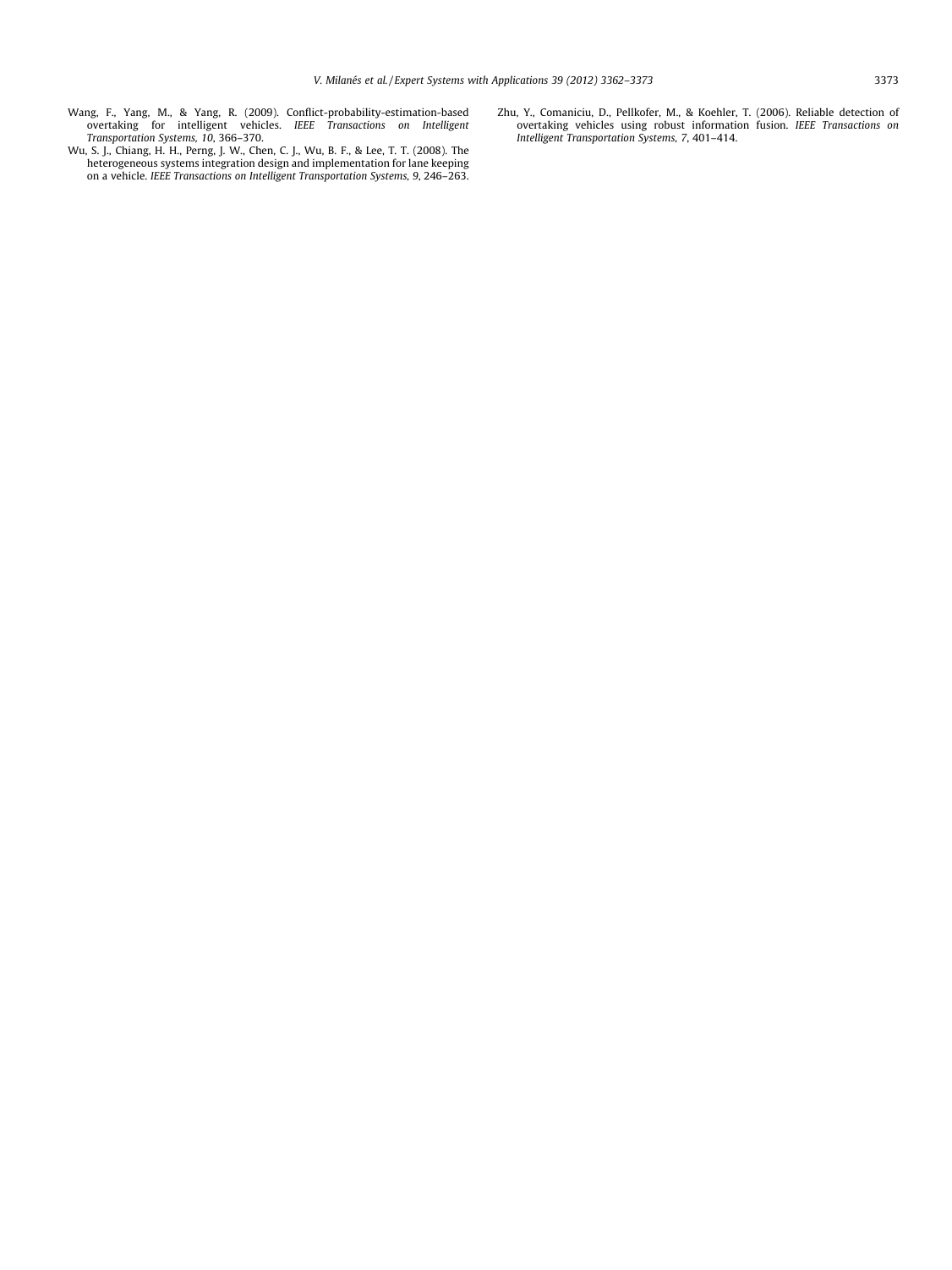Wang, F., Yang, M., & Yang, R. (2009). Conflict-probability-estimation-based overtaking for intelligent vehicles. *IEEE Transactions on Intelligent Transportation Systems, 10*, 366–370.

Wu, S. J., Chiang, H. H., Perng, J. W., Chen, C. J., Wu, B. F., & Lee, T. T. (2008). The heterogeneous systems integration design and implementation for lane keeping on a vehicle. *IEEE Transactions on Intelligent Transportation Systems*, *9*, 246–263.

Zhu, Y., Comaniciu, D., Pellkofer, M., & Koehler, T. (2006). Reliable detection of overtaking vehicles using robust information fusion. *IEEE Transactions on Intelligent Transportation Systems*, *7*, 401–414.